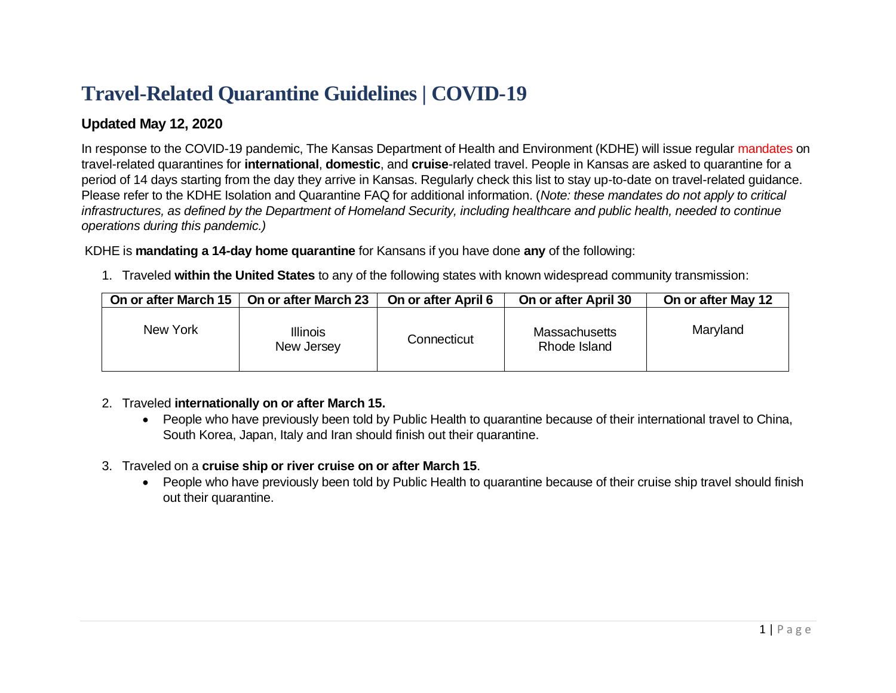# Travel-Related Quarantine Guidelines | COVID-19

## Updated May 12, 2020

In response to the COVID-19 pandemic, The Kansas Department of Health and Environment (KDHE) will issue regular mandates on travel-related quarantines for **international**, **domestic**, and **cruise**-related travel. People in Kansas are asked to quarantine for a period of 14 days starting from the day they arrive in Kansas. Regularly check this list to stay up-to-date on travel-related guidance. Please refer to the KDHE Isolation and Quarantine FAQ for additional information. (*Note: these mandates do not apply to critical infrastructures, as defined by the Department of Homeland Security, including healthcare and public health, needed to continue operations during this pandemic.)*

KDHE is **mandating a 14-day home quarantine** for Kansans if you have done **any** of the following:

1. Traveled **within the United States** to any of the following states with known widespread community transmission:

| On or after March 15 | On or after March 23 | On or after April 6 | On or after April 30 | On or after May 12 |
|---|---|---|---|---|
| New York | Illinois<br>New Jersey | Connecticut | Massachusetts<br>Rhode Island | Maryland |

2. Traveled **internationally on or after March 15.**
   - People who have previously been told by Public Health to quarantine because of their international travel to China, South Korea, Japan, Italy and Iran should finish out their quarantine.

3. Traveled on a **cruise ship or river cruise on or after March 15**.
   - People who have previously been told by Public Health to quarantine because of their cruise ship travel should finish out their quarantine.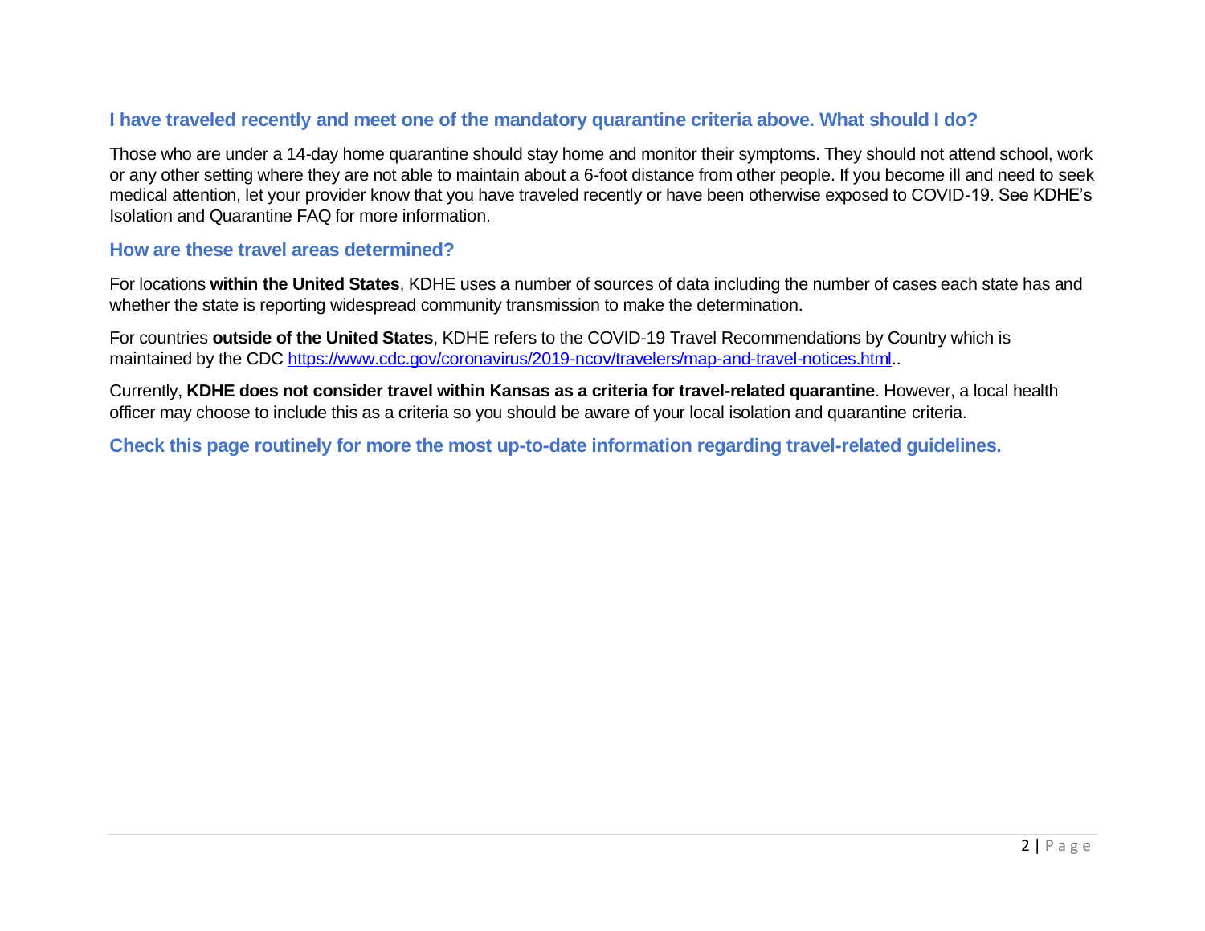### I have traveled recently and meet one of the mandatory quarantine criteria above. What should I do?

Those who are under a 14-day home quarantine should stay home and monitor their symptoms. They should not attend school, work or any other setting where they are not able to maintain about a 6-foot distance from other people. If you become ill and need to seek medical attention, let your provider know that you have traveled recently or have been otherwise exposed to COVID-19. See KDHE's Isolation and Quarantine FAQ for more information.

### How are these travel areas determined?

For locations **within the United States**, KDHE uses a number of sources of data including the number of cases each state has and whether the state is reporting widespread community transmission to make the determination.

For countries **outside of the United States**, KDHE refers to the COVID-19 Travel Recommendations by Country which is maintained by the CDC [https://www.cdc.gov/coronavirus/2019-ncov/travelers/map-and-travel-notices.html](https://www.cdc.gov/coronavirus/2019-ncov/travelers/map-and-travel-notices.html)..

Currently, **KDHE does not consider travel within Kansas as a criteria for travel-related quarantine**. However, a local health officer may choose to include this as a criteria so you should be aware of your local isolation and quarantine criteria.

**Check this page routinely for more the most up-to-date information regarding travel-related guidelines.**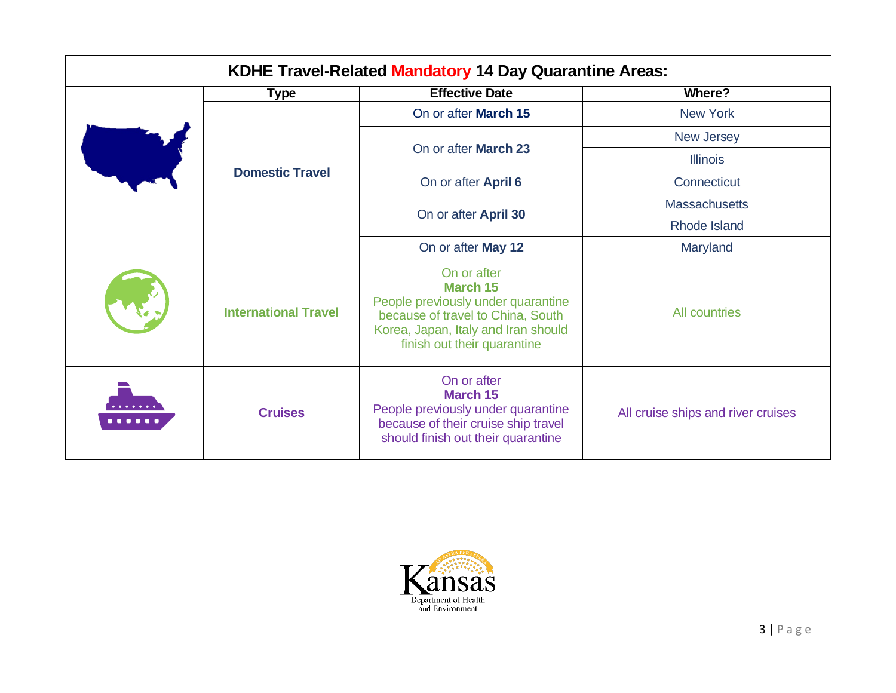| KDHE Travel-Related Mandatory 14 Day Quarantine Areas: | | | |
|---|---|---|---|
| | **Type** | **Effective Date** | **Where?** |
| | **Domestic Travel** | On or after **March 15** | New York |
| | | On or after **March 23** | New Jersey |
| | | | Illinois |
| | | On or after **April 6** | Connecticut |
| | | On or after **April 30** | Massachusetts |
| | | | Rhode Island |
| | | On or after **May 12** | Maryland |
| | **International Travel** | On or after **March 15** People previously under quarantine because of travel to China, South Korea, Japan, Italy and Iran should finish out their quarantine | All countries |
| | **Cruises** | On or after **March 15** People previously under quarantine because of their cruise ship travel should finish out their quarantine | All cruise ships and river cruises |

Kansas Department of Health and Environment